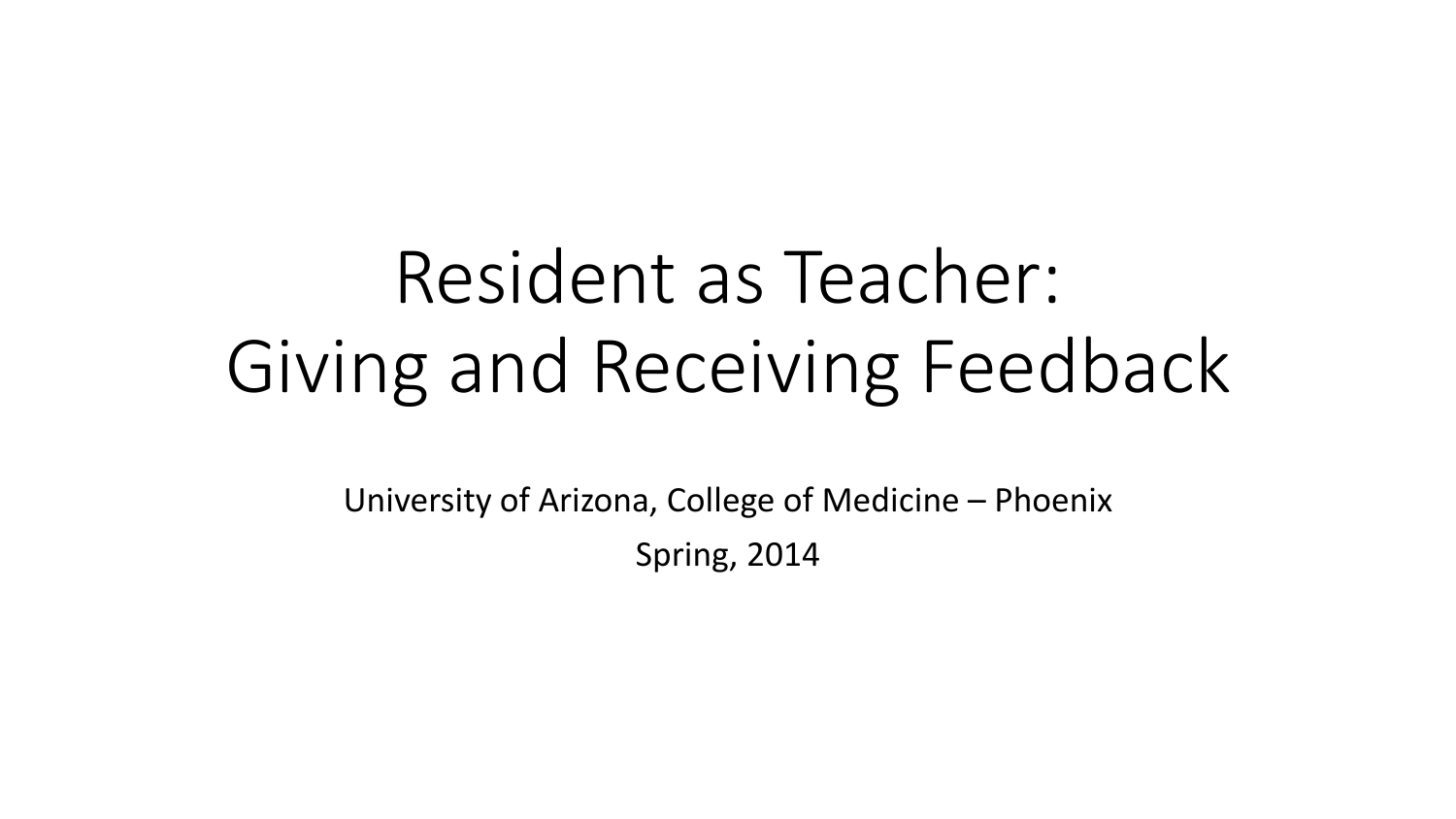# Resident as Teacher: Giving and Receiving Feedback

University of Arizona, College of Medicine – Phoenix

Spring, 2014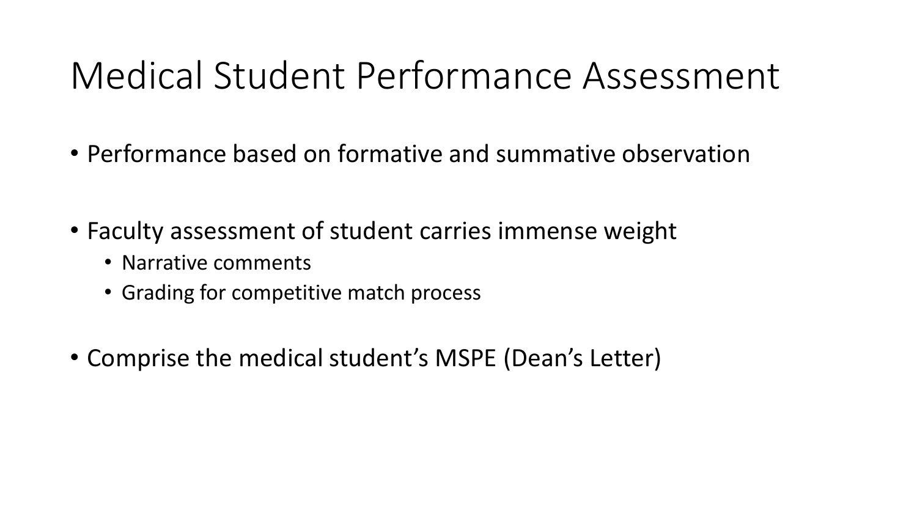# Medical Student Performance Assessment

- Performance based on formative and summative observation
- Faculty assessment of student carries immense weight
  - Narrative comments
  - Grading for competitive match process
- Comprise the medical student's MSPE (Dean's Letter)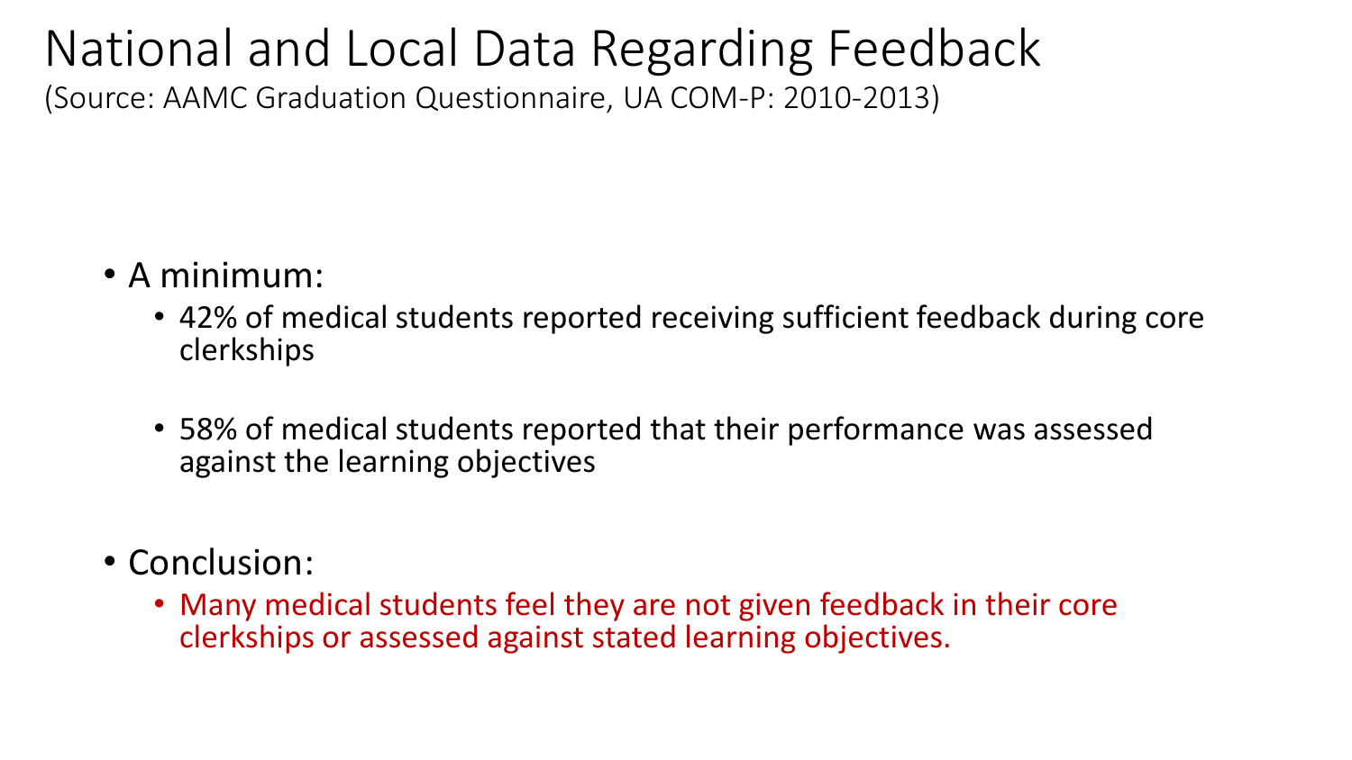# National and Local Data Regarding Feedback

(Source: AAMC Graduation Questionnaire, UA COM-P: 2010-2013)

- A minimum:
  - 42% of medical students reported receiving sufficient feedback during core clerkships
  - 58% of medical students reported that their performance was assessed against the learning objectives
- Conclusion:
  - Many medical students feel they are not given feedback in their core clerkships or assessed against stated learning objectives.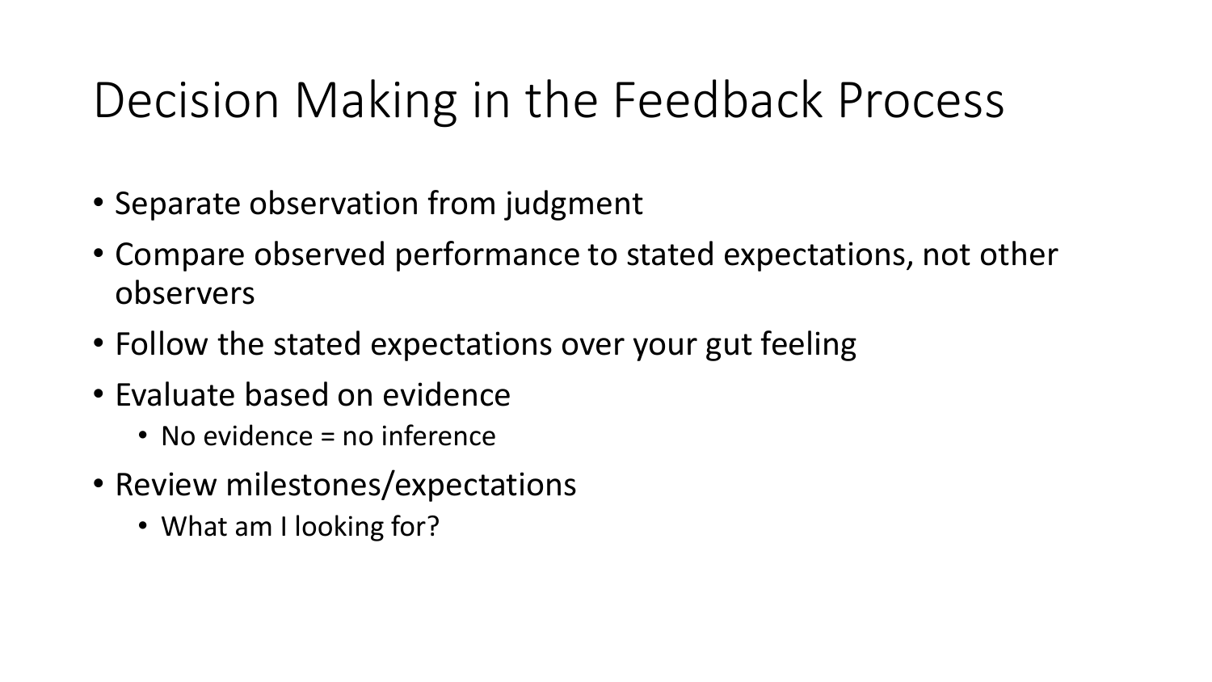# Decision Making in the Feedback Process

- Separate observation from judgment
- Compare observed performance to stated expectations, not other observers
- Follow the stated expectations over your gut feeling
- Evaluate based on evidence
  - No evidence = no inference
- Review milestones/expectations
  - What am I looking for?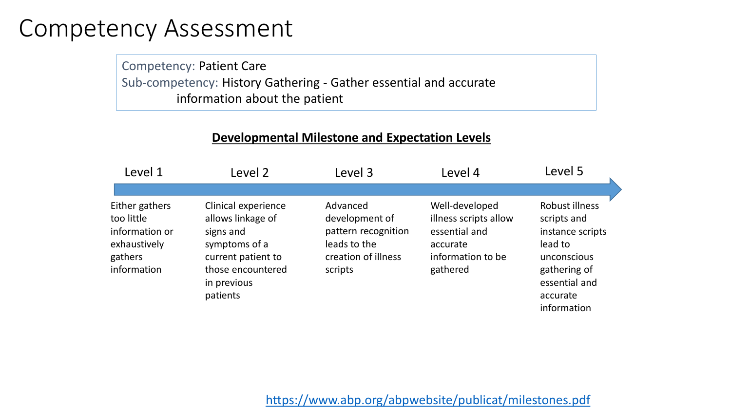# Competency Assessment

Competency: Patient Care
Sub-competency: History Gathering - Gather essential and accurate information about the patient

**Developmental Milestone and Expectation Levels**

| Level 1 | Level 2 | Level 3 | Level 4 | Level 5 |
|---|---|---|---|---|
| Either gathers too little information or exhaustively gathers information | Clinical experience allows linkage of signs and symptoms of a current patient to those encountered in previous patients | Advanced development of pattern recognition leads to the creation of illness scripts | Well-developed illness scripts allow essential and accurate information to be gathered | Robust illness scripts and instance scripts lead to unconscious gathering of essential and accurate information |

https://www.abp.org/abpwebsite/publicat/milestones.pdf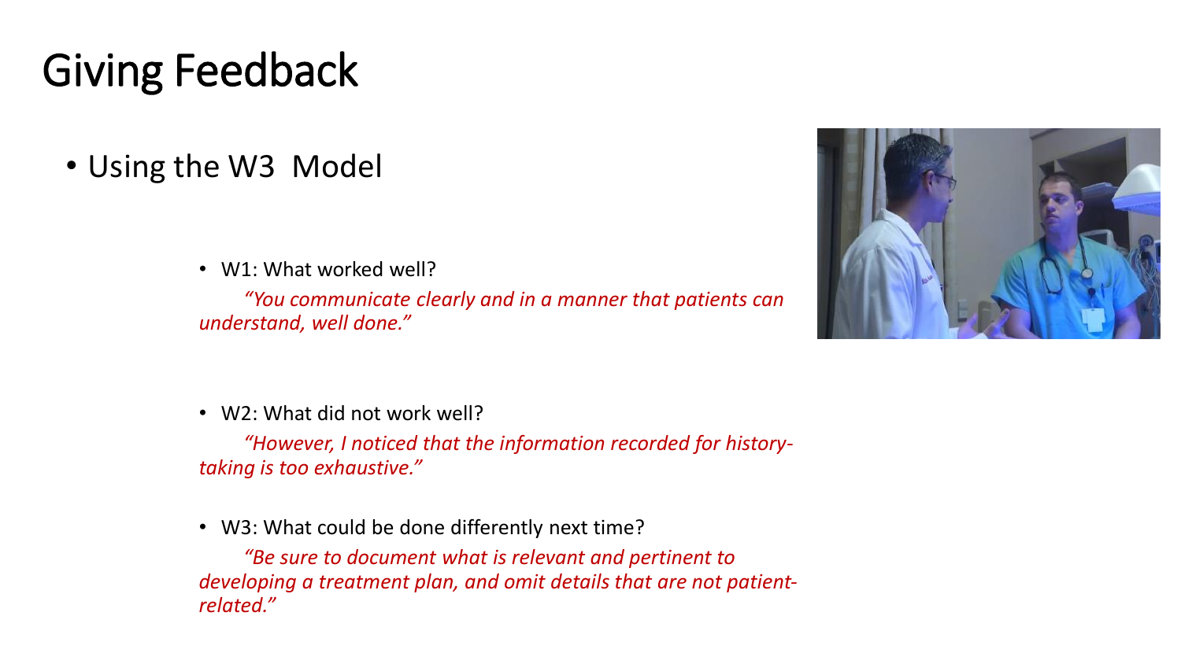# Giving Feedback

- Using the W3 Model

  - W1: What worked well?

    *"You communicate clearly and in a manner that patients can understand, well done."*

  - W2: What did not work well?

    *"However, I noticed that the information recorded for history-taking is too exhaustive."*

  - W3: What could be done differently next time?

    *"Be sure to document what is relevant and pertinent to developing a treatment plan, and omit details that are not patient-related."*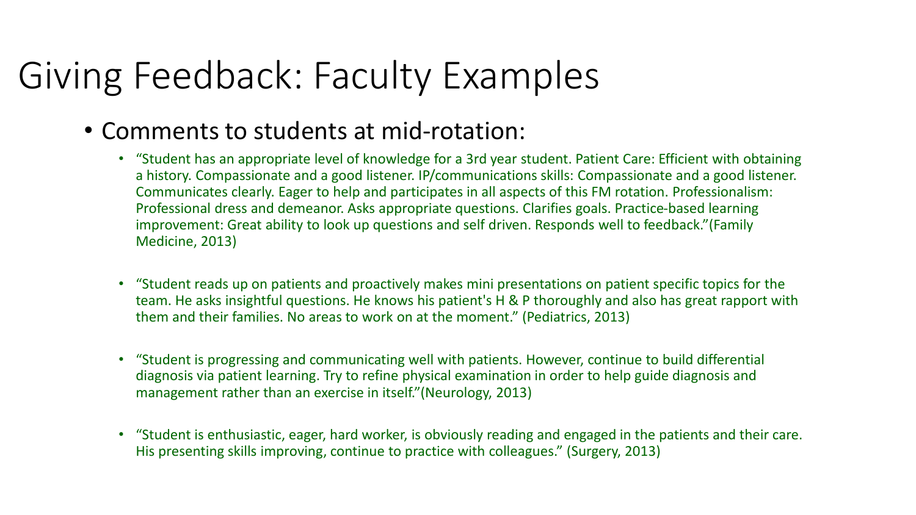# Giving Feedback: Faculty Examples

- Comments to students at mid-rotation:
  - “Student has an appropriate level of knowledge for a 3rd year student. Patient Care: Efficient with obtaining a history. Compassionate and a good listener. IP/communications skills: Compassionate and a good listener. Communicates clearly. Eager to help and participates in all aspects of this FM rotation. Professionalism: Professional dress and demeanor. Asks appropriate questions. Clarifies goals. Practice-based learning improvement: Great ability to look up questions and self driven. Responds well to feedback.”(Family Medicine, 2013)
  - “Student reads up on patients and proactively makes mini presentations on patient specific topics for the team. He asks insightful questions. He knows his patient's H & P thoroughly and also has great rapport with them and their families. No areas to work on at the moment.” (Pediatrics, 2013)
  - “Student is progressing and communicating well with patients. However, continue to build differential diagnosis via patient learning. Try to refine physical examination in order to help guide diagnosis and management rather than an exercise in itself.”(Neurology, 2013)
  - “Student is enthusiastic, eager, hard worker, is obviously reading and engaged in the patients and their care. His presenting skills improving, continue to practice with colleagues.” (Surgery, 2013)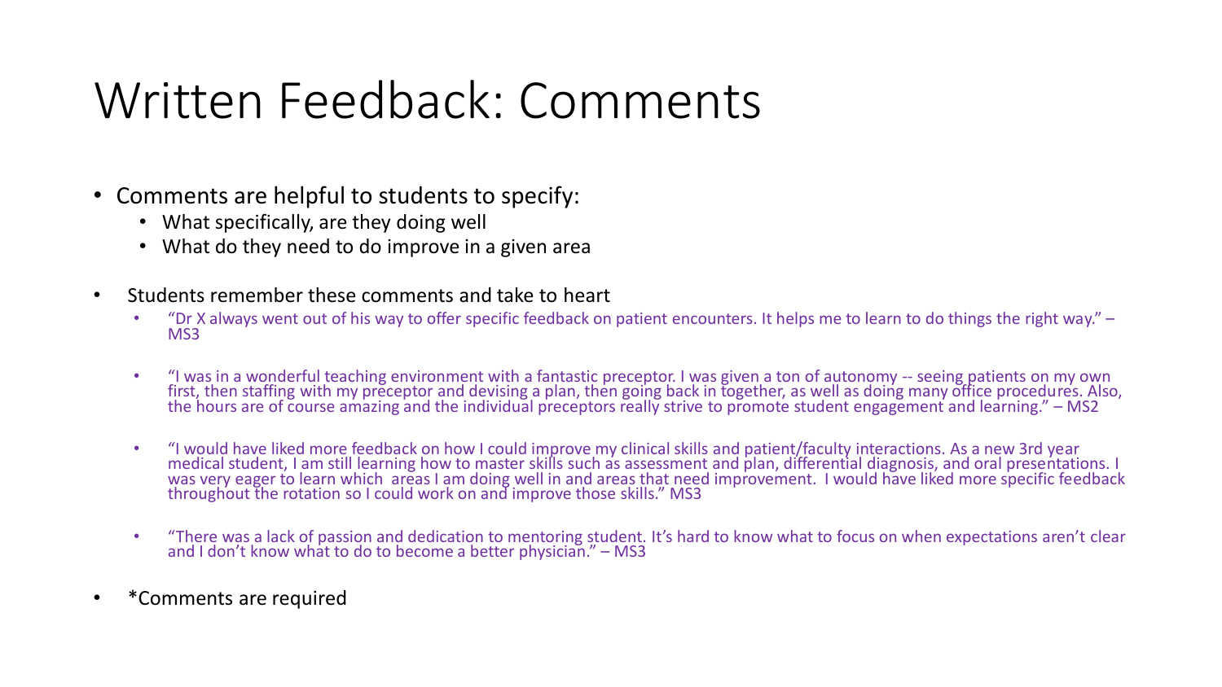# Written Feedback: Comments

- Comments are helpful to students to specify:
  - What specifically, are they doing well
  - What do they need to do improve in a given area
- Students remember these comments and take to heart
  - "Dr X always went out of his way to offer specific feedback on patient encounters. It helps me to learn to do things the right way." – MS3
  - "I was in a wonderful teaching environment with a fantastic preceptor. I was given a ton of autonomy -- seeing patients on my own first, then staffing with my preceptor and devising a plan, then going back in together, as well as doing many office procedures. Also, the hours are of course amazing and the individual preceptors really strive to promote student engagement and learning." – MS2
  - "I would have liked more feedback on how I could improve my clinical skills and patient/faculty interactions. As a new 3rd year medical student, I am still learning how to master skills such as assessment and plan, differential diagnosis, and oral presentations. I was very eager to learn which areas I am doing well in and areas that need improvement. I would have liked more specific feedback throughout the rotation so I could work on and improve those skills." MS3
  - "There was a lack of passion and dedication to mentoring student. It's hard to know what to focus on when expectations aren't clear and I don't know what to do to become a better physician." – MS3
- *Comments are required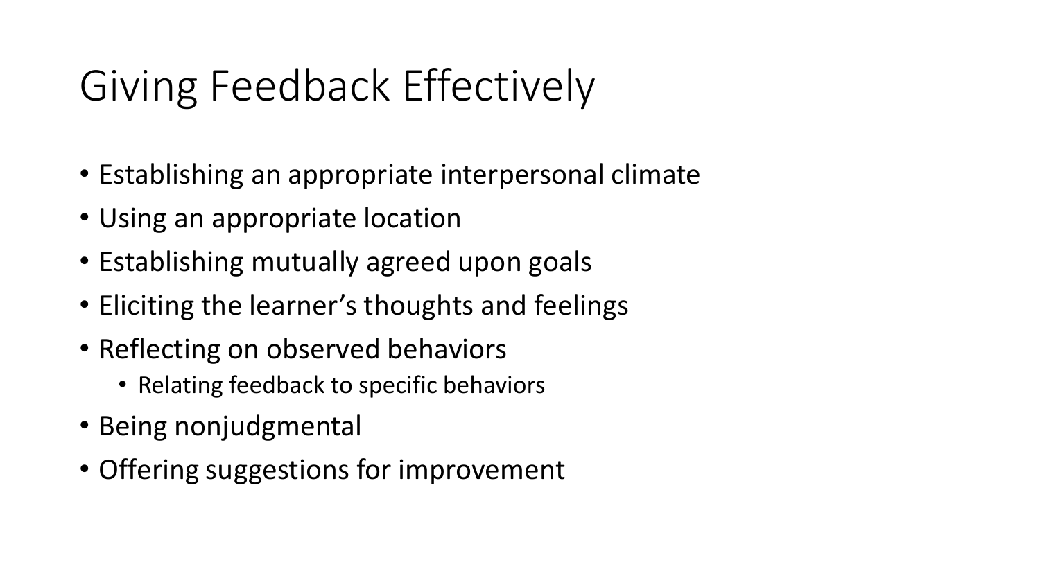# Giving Feedback Effectively

- Establishing an appropriate interpersonal climate
- Using an appropriate location
- Establishing mutually agreed upon goals
- Eliciting the learner's thoughts and feelings
- Reflecting on observed behaviors
  - Relating feedback to specific behaviors
- Being nonjudgmental
- Offering suggestions for improvement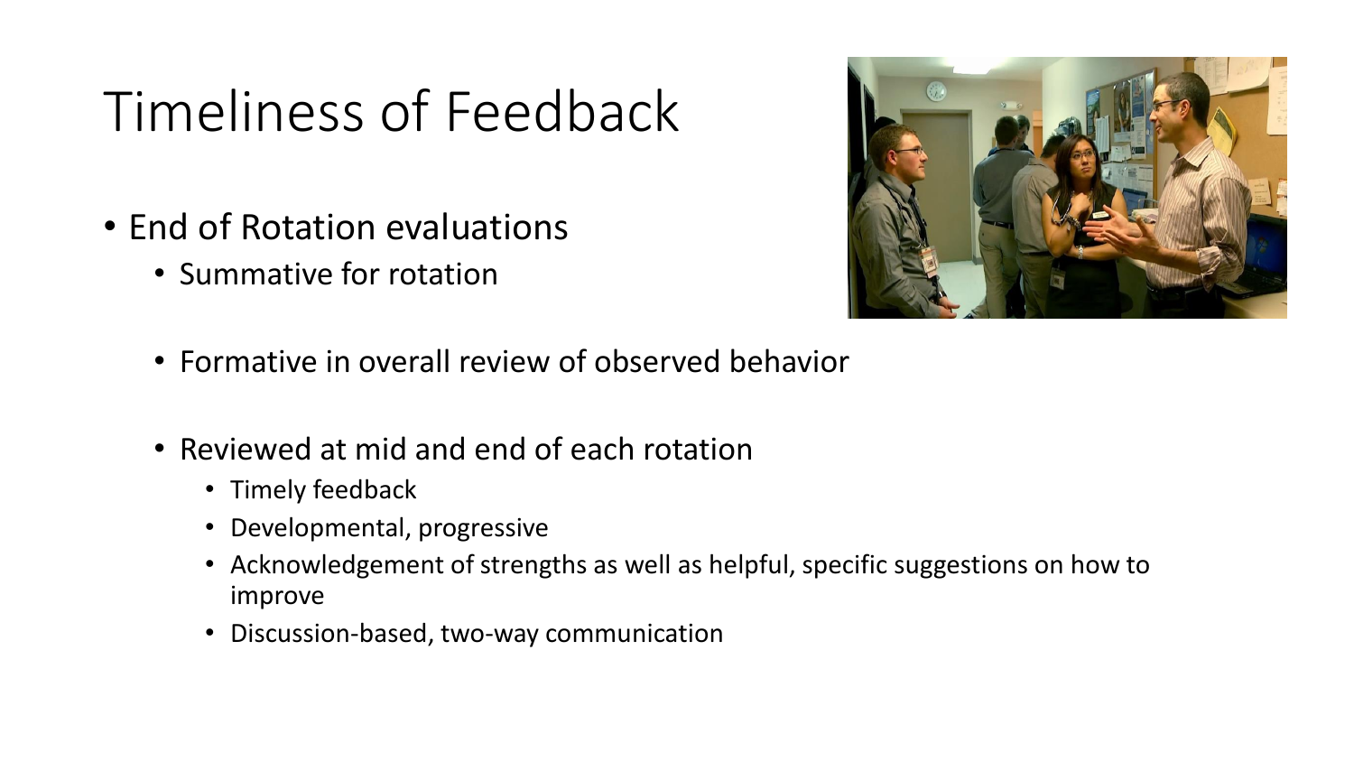# Timeliness of Feedback

- End of Rotation evaluations
  - Summative for rotation
  - Formative in overall review of observed behavior
  - Reviewed at mid and end of each rotation
    - Timely feedback
    - Developmental, progressive
    - Acknowledgement of strengths as well as helpful, specific suggestions on how to improve
    - Discussion-based, two-way communication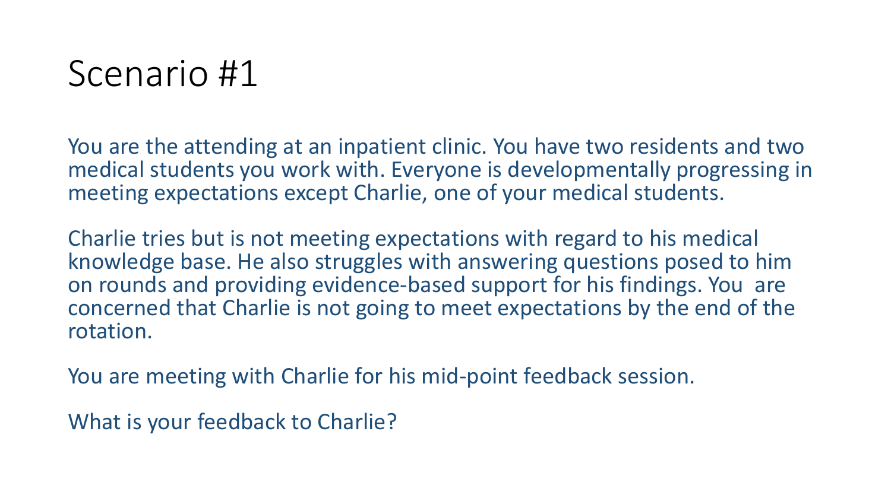# Scenario #1

You are the attending at an inpatient clinic. You have two residents and two medical students you work with. Everyone is developmentally progressing in meeting expectations except Charlie, one of your medical students.

Charlie tries but is not meeting expectations with regard to his medical knowledge base. He also struggles with answering questions posed to him on rounds and providing evidence-based support for his findings. You are concerned that Charlie is not going to meet expectations by the end of the rotation.

You are meeting with Charlie for his mid-point feedback session.

What is your feedback to Charlie?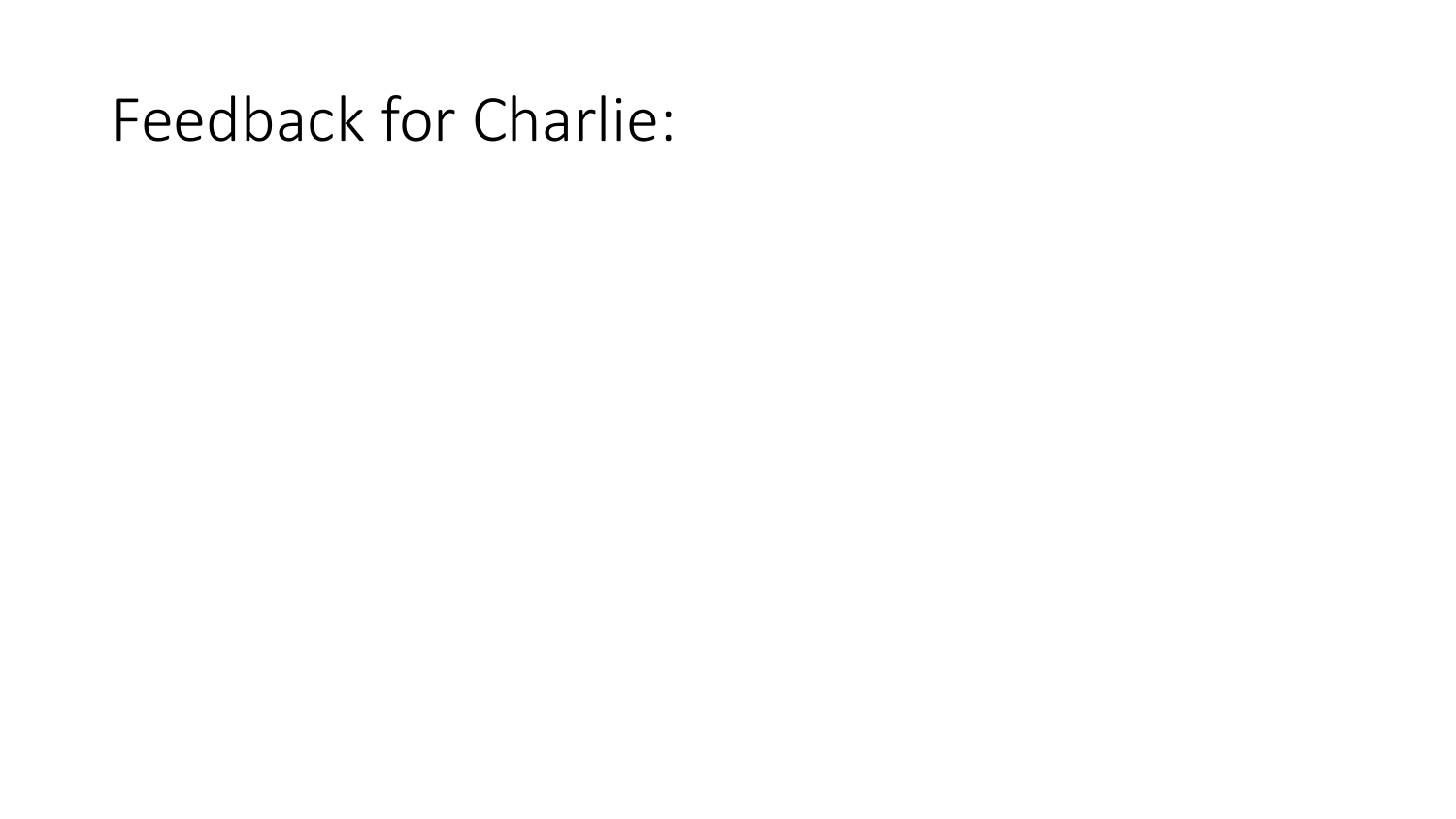# Feedback for Charlie: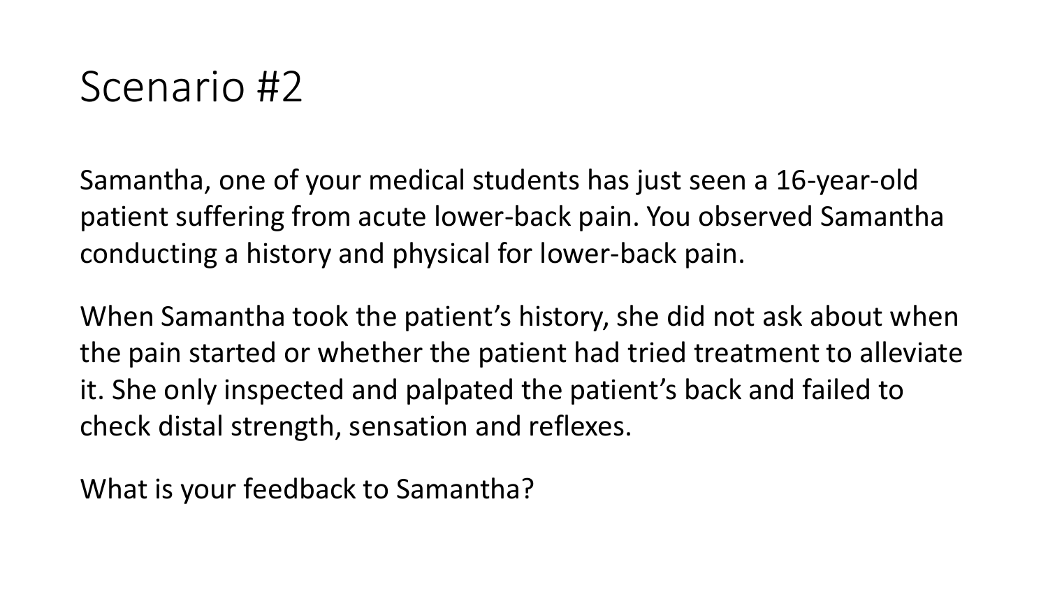# Scenario #2

Samantha, one of your medical students has just seen a 16-year-old patient suffering from acute lower-back pain. You observed Samantha conducting a history and physical for lower-back pain.

When Samantha took the patient's history, she did not ask about when the pain started or whether the patient had tried treatment to alleviate it. She only inspected and palpated the patient's back and failed to check distal strength, sensation and reflexes.

What is your feedback to Samantha?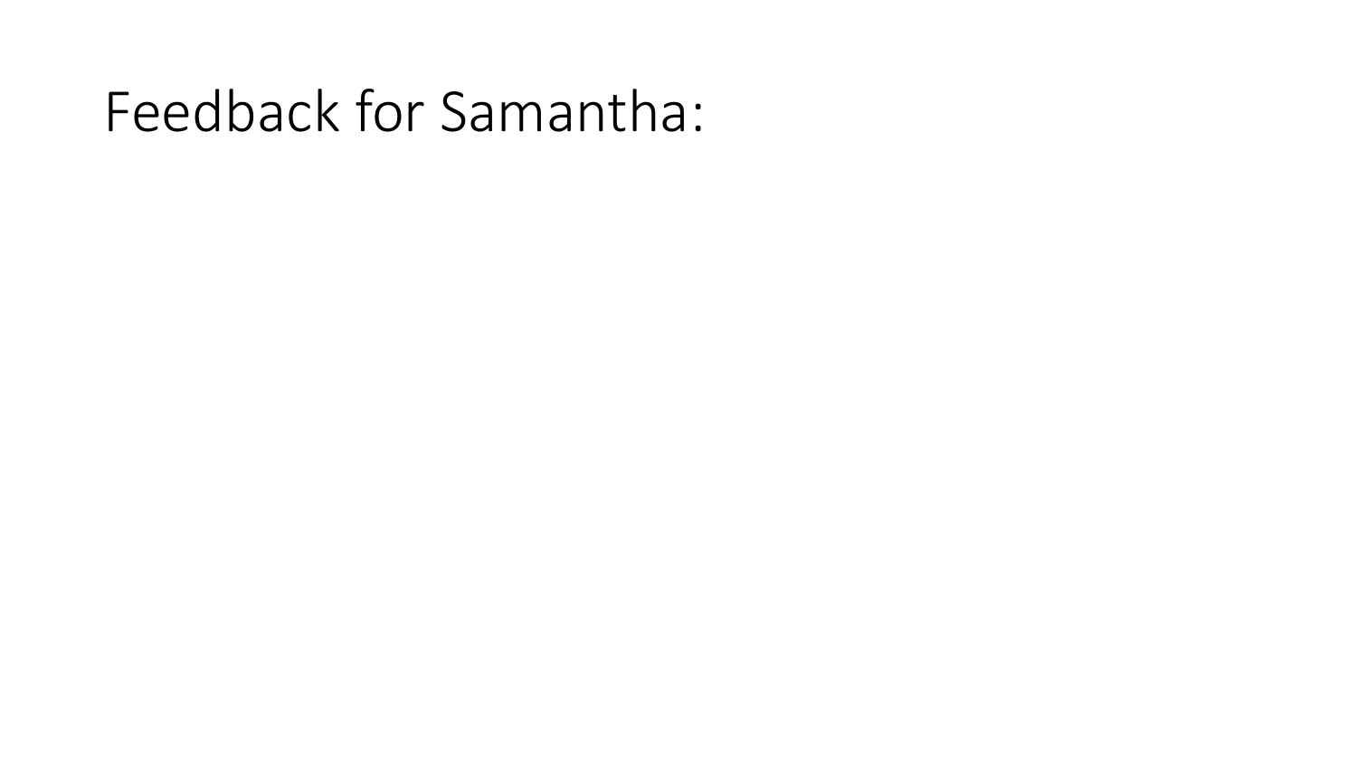# Feedback for Samantha: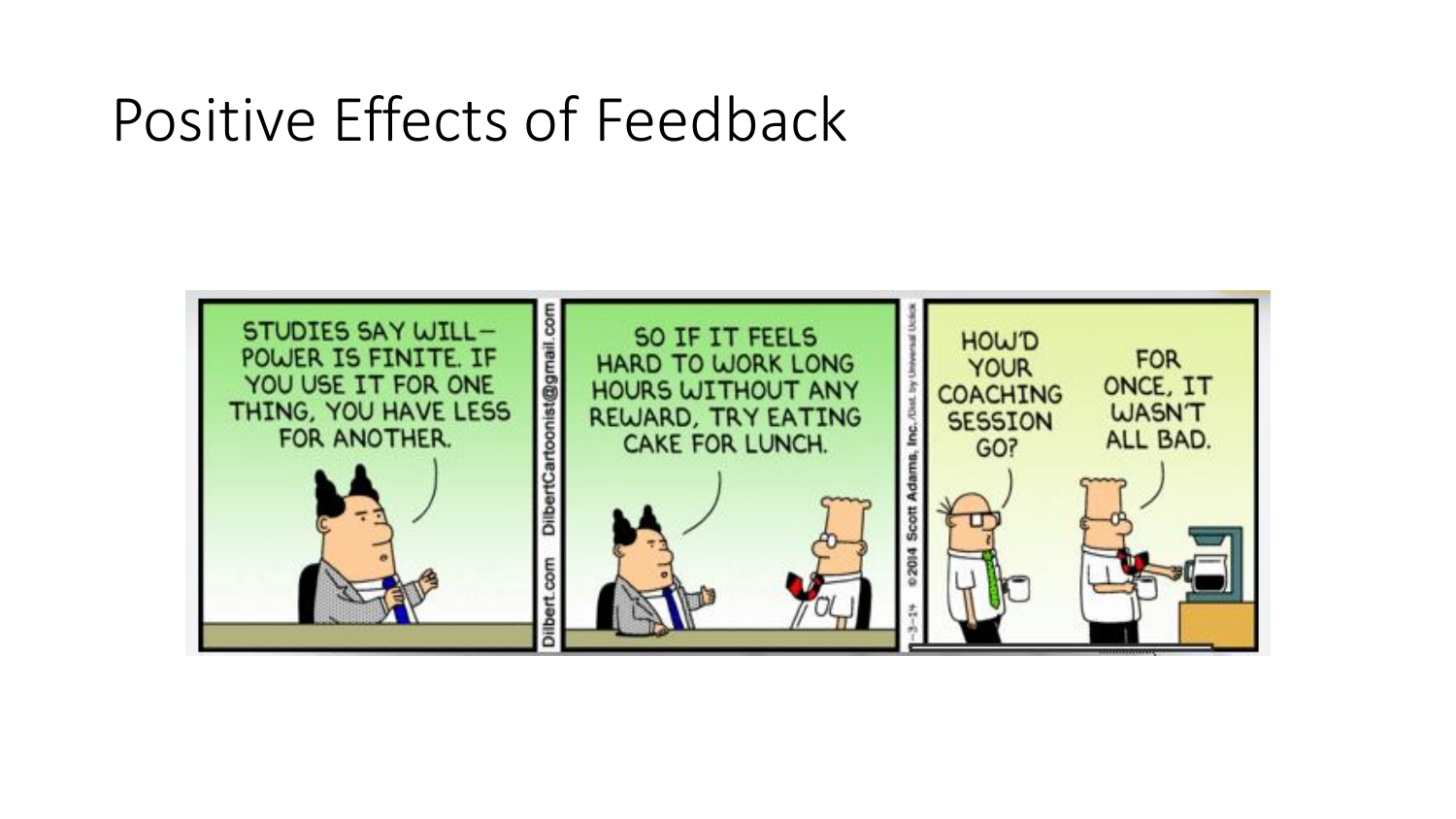# Positive Effects of Feedback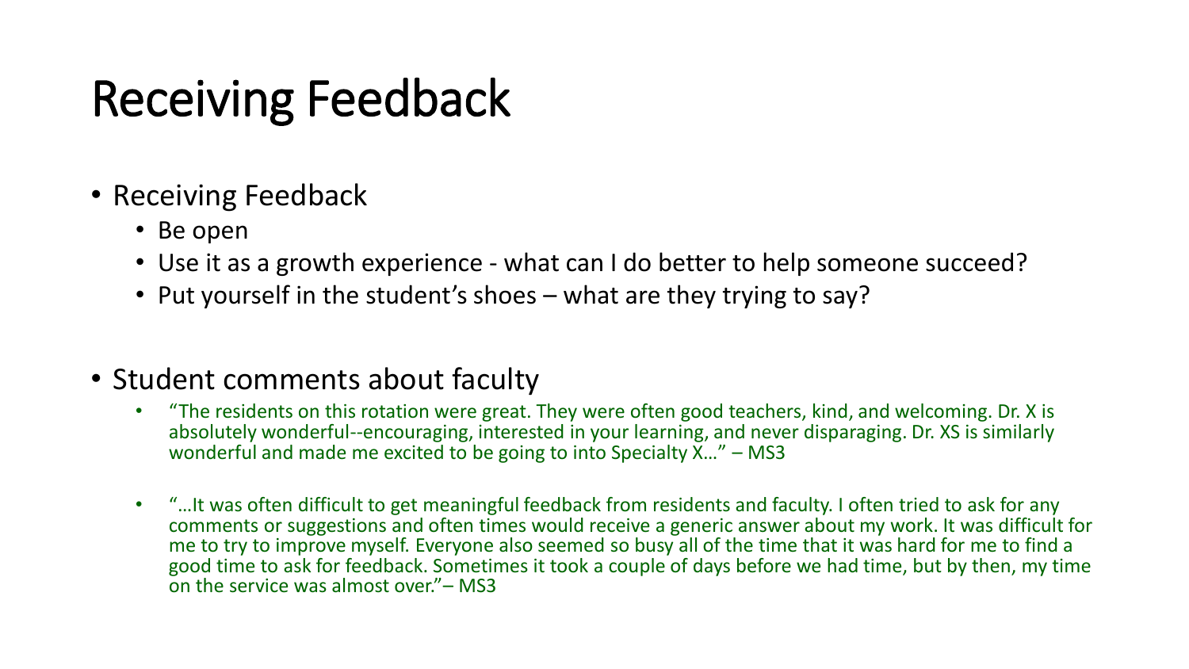# Receiving Feedback

- Receiving Feedback
  - Be open
  - Use it as a growth experience - what can I do better to help someone succeed?
  - Put yourself in the student's shoes – what are they trying to say?

- Student comments about faculty
  - "The residents on this rotation were great. They were often good teachers, kind, and welcoming. Dr. X is absolutely wonderful--encouraging, interested in your learning, and never disparaging. Dr. XS is similarly wonderful and made me excited to be going to into Specialty X…" – MS3
  - "…It was often difficult to get meaningful feedback from residents and faculty. I often tried to ask for any comments or suggestions and often times would receive a generic answer about my work. It was difficult for me to try to improve myself. Everyone also seemed so busy all of the time that it was hard for me to find a good time to ask for feedback. Sometimes it took a couple of days before we had time, but by then, my time on the service was almost over."– MS3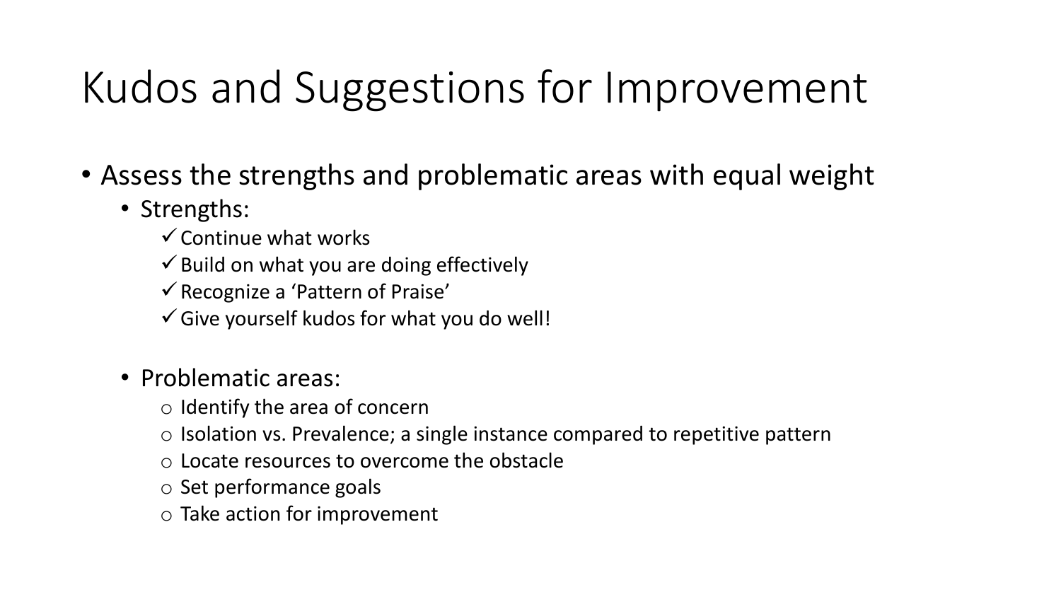# Kudos and Suggestions for Improvement

- Assess the strengths and problematic areas with equal weight
  - Strengths:
    - ✓ Continue what works
    - ✓ Build on what you are doing effectively
    - ✓ Recognize a 'Pattern of Praise'
    - ✓ Give yourself kudos for what you do well!
  - Problematic areas:
    - o Identify the area of concern
    - o Isolation vs. Prevalence; a single instance compared to repetitive pattern
    - o Locate resources to overcome the obstacle
    - o Set performance goals
    - o Take action for improvement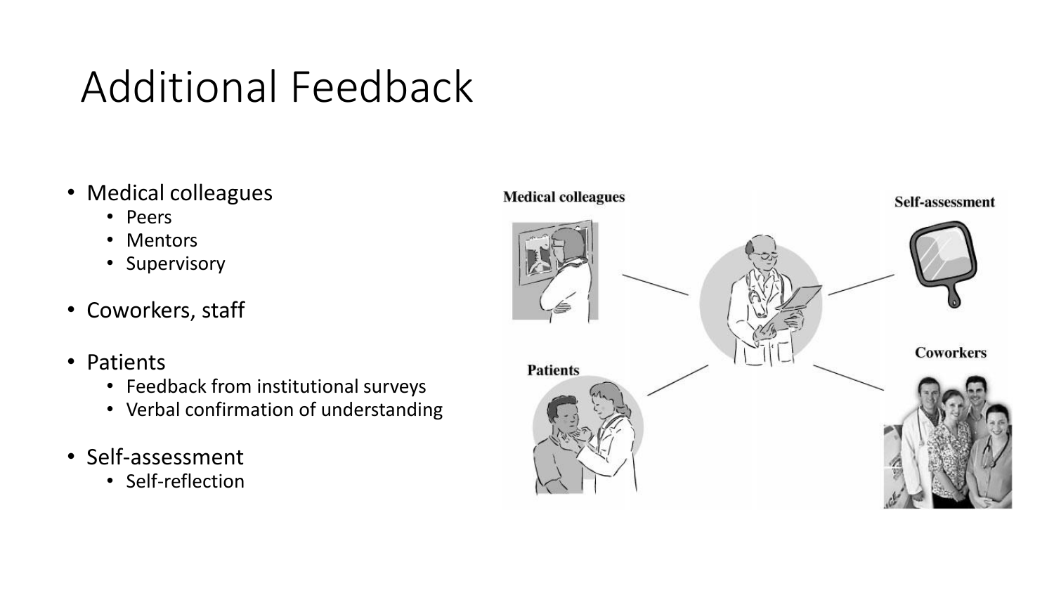# Additional Feedback

- Medical colleagues
  - Peers
  - Mentors
  - Supervisory
- Coworkers, staff
- Patients
  - Feedback from institutional surveys
  - Verbal confirmation of understanding
- Self-assessment
  - Self-reflection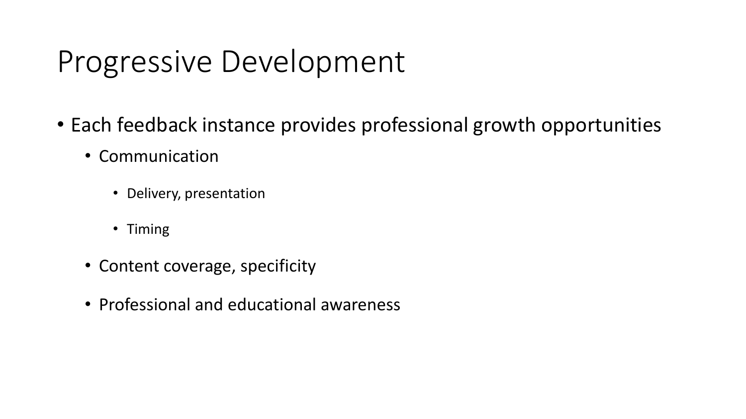# Progressive Development

- Each feedback instance provides professional growth opportunities
  - Communication
    - Delivery, presentation
    - Timing
  - Content coverage, specificity
  - Professional and educational awareness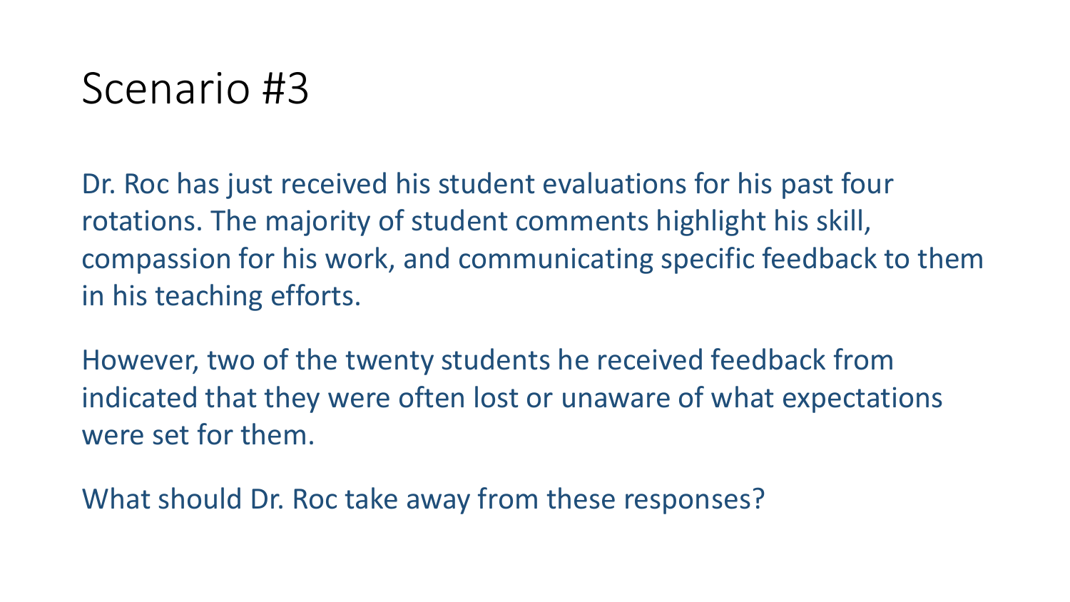# Scenario #3

Dr. Roc has just received his student evaluations for his past four rotations. The majority of student comments highlight his skill, compassion for his work, and communicating specific feedback to them in his teaching efforts.

However, two of the twenty students he received feedback from indicated that they were often lost or unaware of what expectations were set for them.

What should Dr. Roc take away from these responses?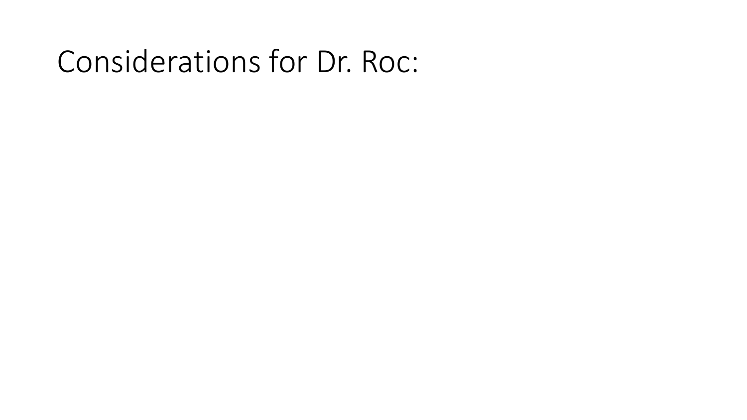# Considerations for Dr. Roc: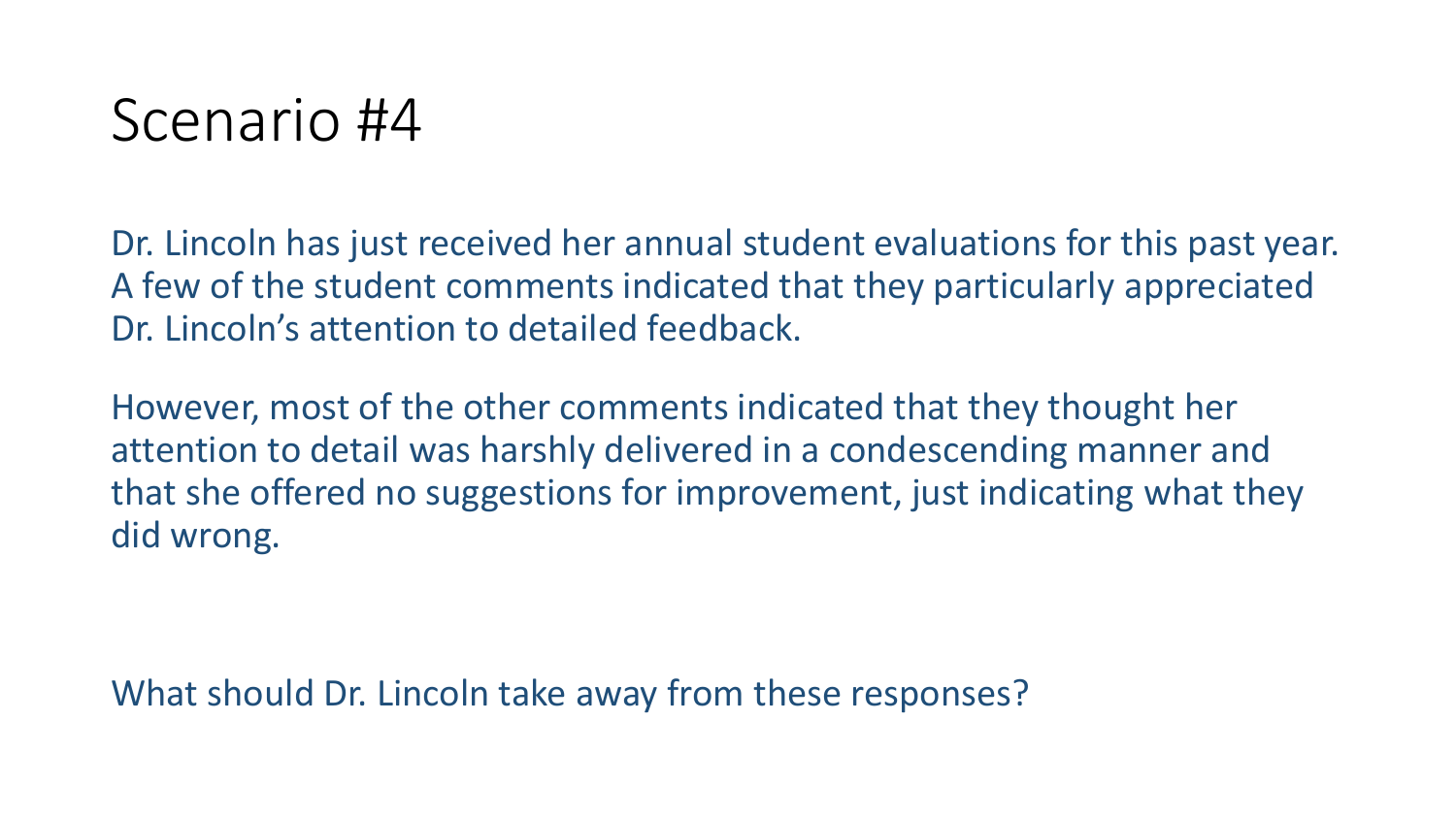# Scenario #4

Dr. Lincoln has just received her annual student evaluations for this past year. A few of the student comments indicated that they particularly appreciated Dr. Lincoln's attention to detailed feedback.

However, most of the other comments indicated that they thought her attention to detail was harshly delivered in a condescending manner and that she offered no suggestions for improvement, just indicating what they did wrong.

What should Dr. Lincoln take away from these responses?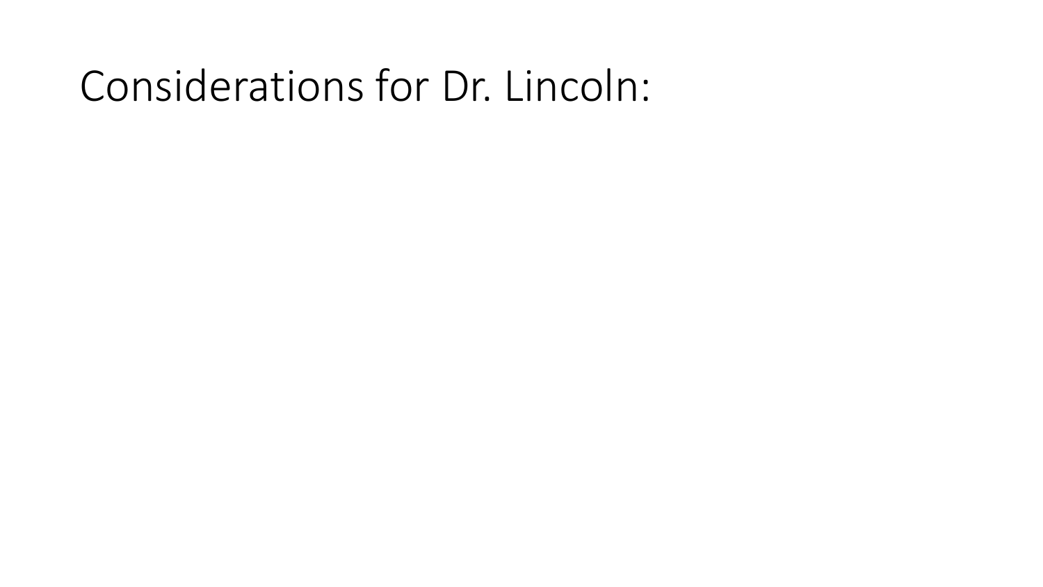# Considerations for Dr. Lincoln: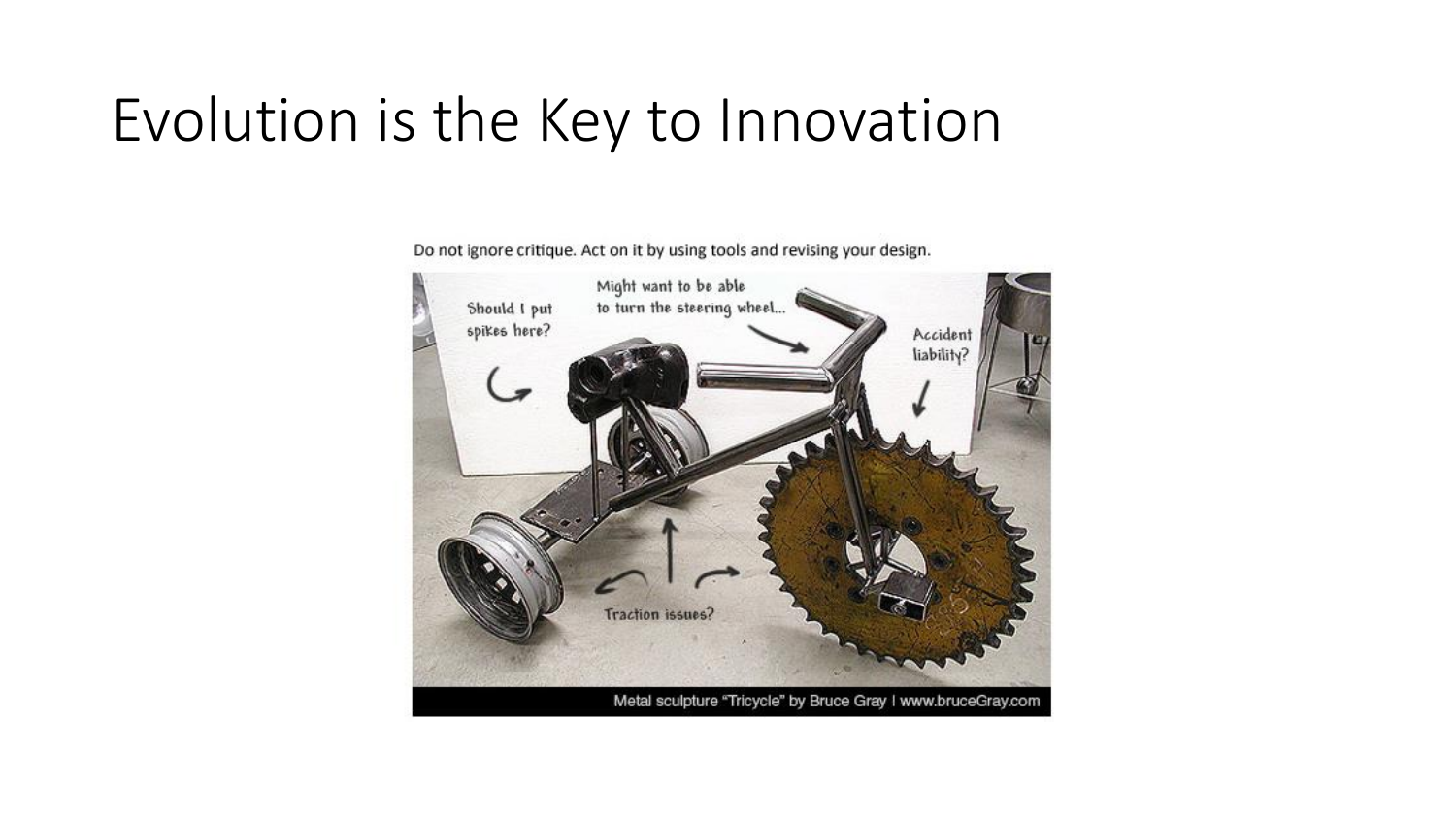# Evolution is the Key to Innovation

Do not ignore critique. Act on it by using tools and revising your design.

Should I put spikes here?

Might want to be able to turn the steering wheel...

Accident liability?

Traction issues?

Metal sculpture "Tricycle" by Bruce Gray I www.bruceGray.com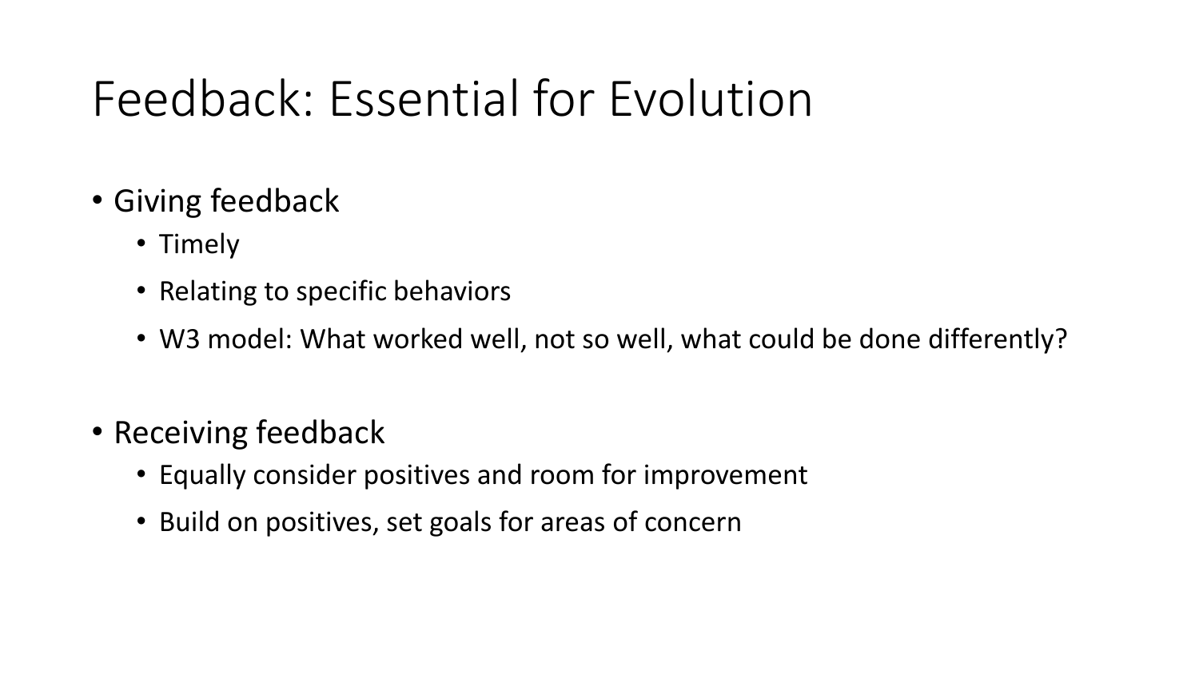# Feedback: Essential for Evolution

- Giving feedback
  - Timely
  - Relating to specific behaviors
  - W3 model: What worked well, not so well, what could be done differently?

- Receiving feedback
  - Equally consider positives and room for improvement
  - Build on positives, set goals for areas of concern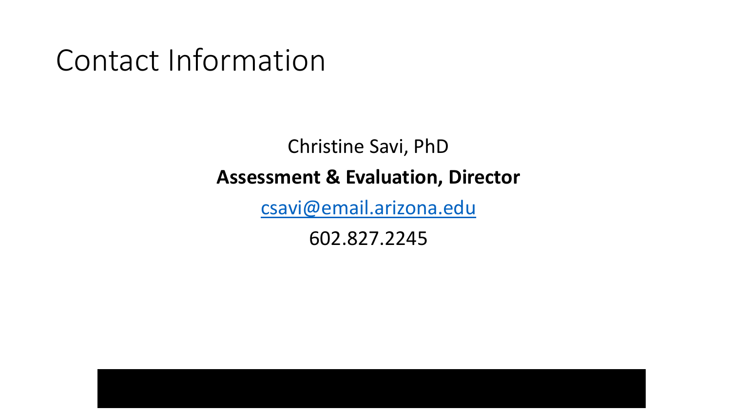# Contact Information

Christine Savi, PhD

**Assessment & Evaluation, Director**

csavi@email.arizona.edu

602.827.2245